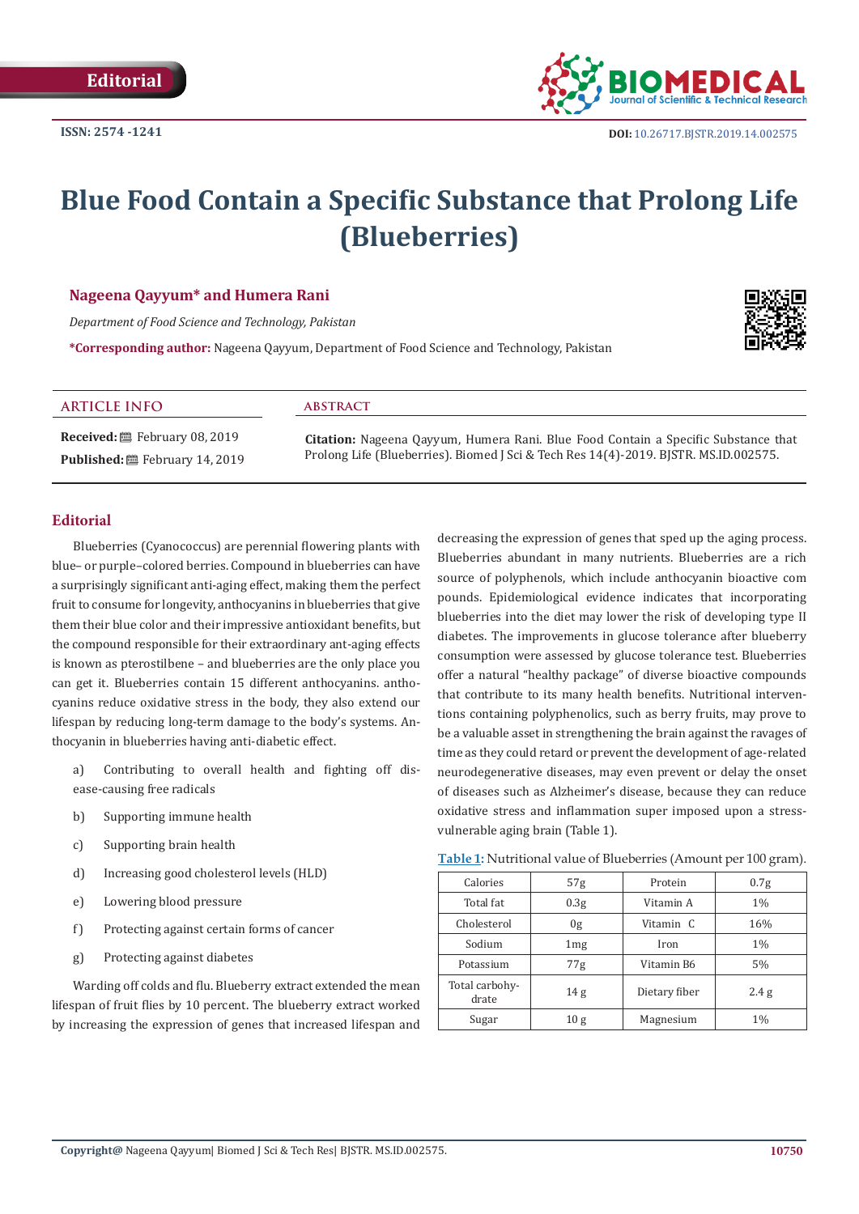Editorial

ISSN: 2574 -1241

DOI: 10.26717.BJSTR.2019.14.002575

# Blue Food Contain a Specific Substance that Prolong Life (Blueberries)

**Nageena Qayyum\* and Humera Rani**

*Department of Food Science and Technology, Pakistan*

**\*Corresponding author:** Nageena Qayyum, Department of Food Science and Technology, Pakistan

**ARTICLE INFO**

**Received:** February 08, 2019

**Published:** February 14, 2019

**ABSTRACT**

**Citation:** Nageena Qayyum, Humera Rani. Blue Food Contain a Specific Substance that Prolong Life (Blueberries). Biomed J Sci & Tech Res 14(4)-2019. BJSTR. MS.ID.002575.

## Editorial

Blueberries (Cyanococcus) are perennial flowering plants with blue– or purple–colored berries. Compound in blueberries can have a surprisingly significant anti-aging effect, making them the perfect fruit to consume for longevity, anthocyanins in blueberries that give them their blue color and their impressive antioxidant benefits, but the compound responsible for their extraordinary ant-aging effects is known as pterostilbene – and blueberries are the only place you can get it. Blueberries contain 15 different anthocyanins. anthocyanins reduce oxidative stress in the body, they also extend our lifespan by reducing long-term damage to the body's systems. Anthocyanin in blueberries having anti-diabetic effect.

a) Contributing to overall health and fighting off disease-causing free radicals

b) Supporting immune health

c) Supporting brain health

d) Increasing good cholesterol levels (HLD)

e) Lowering blood pressure

f) Protecting against certain forms of cancer

g) Protecting against diabetes

Warding off colds and flu. Blueberry extract extended the mean lifespan of fruit flies by 10 percent. The blueberry extract worked by increasing the expression of genes that increased lifespan and decreasing the expression of genes that sped up the aging process. Blueberries abundant in many nutrients. Blueberries are a rich source of polyphenols, which include anthocyanin bioactive compounds. Epidemiological evidence indicates that incorporating blueberries into the diet may lower the risk of developing type II diabetes. The improvements in glucose tolerance after blueberry consumption were assessed by glucose tolerance test. Blueberries offer a natural "healthy package" of diverse bioactive compounds that contribute to its many health benefits. Nutritional interventions containing polyphenolics, such as berry fruits, may prove to be a valuable asset in strengthening the brain against the ravages of time as they could retard or prevent the development of age-related neurodegenerative diseases, may even prevent or delay the onset of diseases such as Alzheimer's disease, because they can reduce oxidative stress and inflammation super imposed upon a stress-vulnerable aging brain (Table 1).

**Table 1**: Nutritional value of Blueberries (Amount per 100 gram).

| Calories | 57g | Protein | 0.7g |
|---|---|---|---|
| Total fat | 0.3g | Vitamin A | 1% |
| Cholesterol | 0g | Vitamin C | 16% |
| Sodium | 1mg | Iron | 1% |
| Potassium | 77g | Vitamin B6 | 5% |
| Total carbohydrate | 14 g | Dietary fiber | 2.4 g |
| Sugar | 10 g | Magnesium | 1% |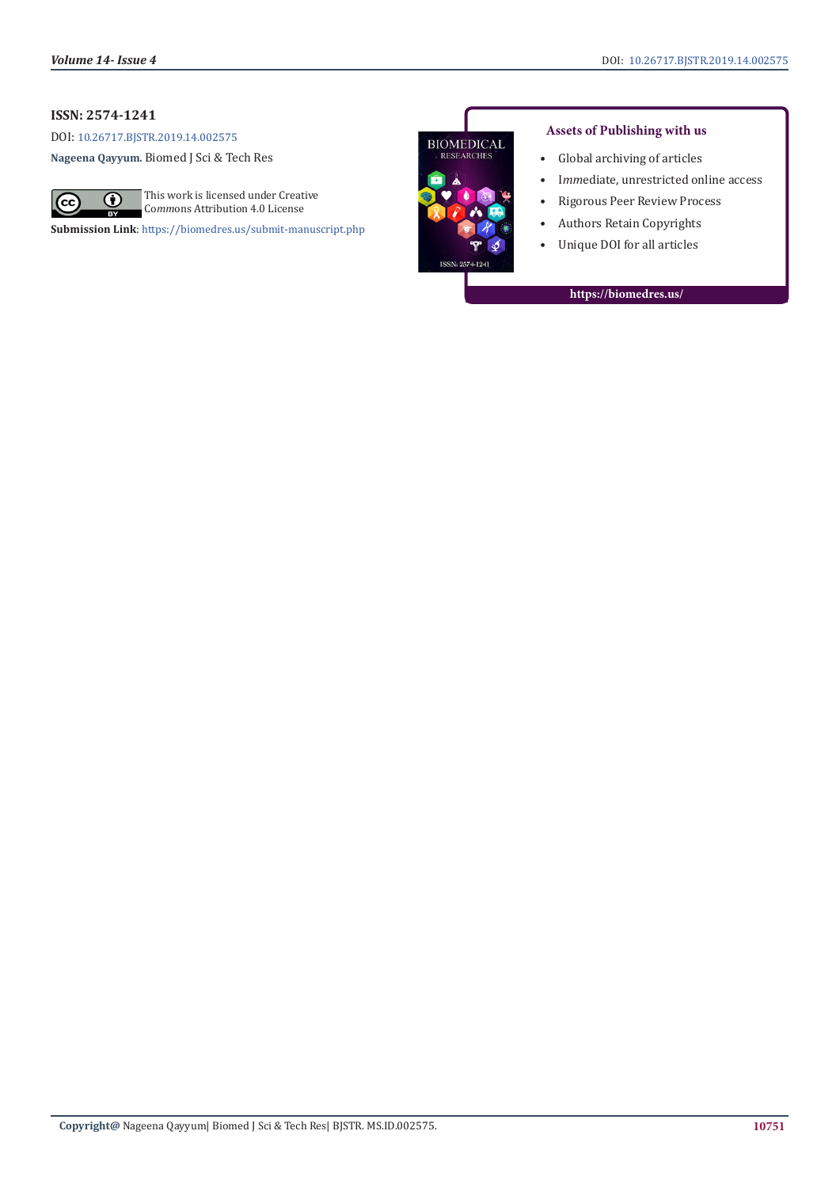**ISSN: 2574-1241**

DOI: 10.26717.BJSTR.2019.14.002575

**Nageena Qayyum**. Biomed J Sci & Tech Res

This work is licensed under Creative Commons Attribution 4.0 License

**Submission Link**: https://biomedres.us/submit-manuscript.php

**Assets of Publishing with us**

- Global archiving of articles
- Immediate, unrestricted online access
- Rigorous Peer Review Process
- Authors Retain Copyrights
- Unique DOI for all articles

**https://biomedres.us/**